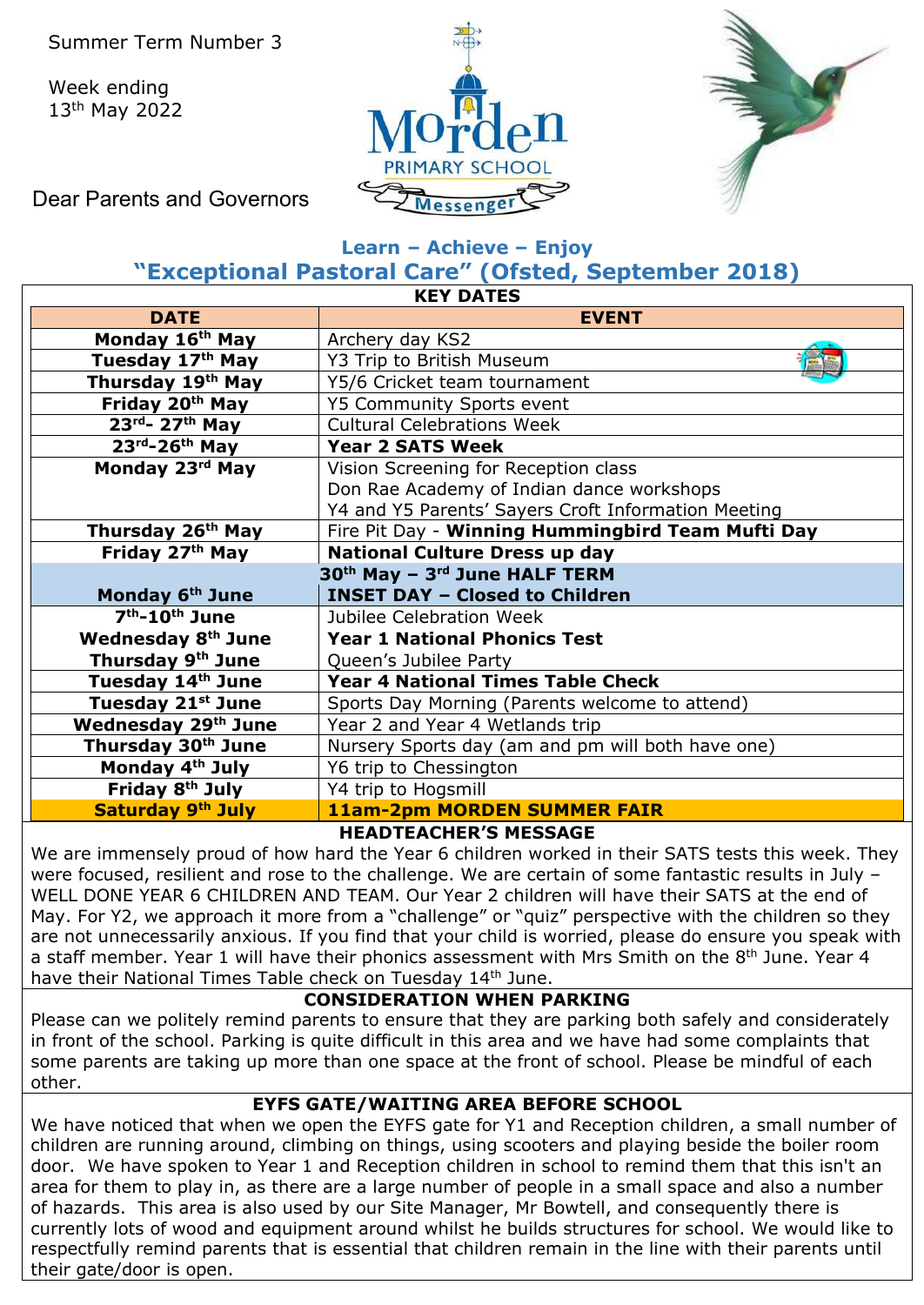Summer Term Number 3

Week ending 13th May 2022

Dear Parents and Governors

Morden PRIMARY SCHOOL Messenger

**Learn – Achieve – Enjoy**

**"Exceptional Pastoral Care" (Ofsted, September 2018)**

**KEY DATES**

| DATE | EVENT |
|---|---|
| **Monday 16th May** | Archery day KS2 |
| **Tuesday 17th May** | Y3 Trip to British Museum |
| **Thursday 19th May** | Y5/6 Cricket team tournament |
| **Friday 20th May** | Y5 Community Sports event |
| **23rd- 27th May** | Cultural Celebrations Week |
| **23rd-26th May** | **Year 2 SATS Week** |
| **Monday 23rd May** | Vision Screening for Reception class<br>Don Rae Academy of Indian dance workshops<br>Y4 and Y5 Parents' Sayers Croft Information Meeting |
| **Thursday 26th May** | Fire Pit Day - **Winning Hummingbird Team Mufti Day** |
| **Friday 27th May** | **National Culture Dress up day** |
| **30th May – 3rd June HALF TERM** | |
| **Monday 6th June** | **INSET DAY – Closed to Children** |
| **7th-10th June** | Jubilee Celebration Week |
| **Wednesday 8th June** | **Year 1 National Phonics Test** |
| **Thursday 9th June** | Queen's Jubilee Party |
| **Tuesday 14th June** | **Year 4 National Times Table Check** |
| **Tuesday 21st June** | Sports Day Morning (Parents welcome to attend) |
| **Wednesday 29th June** | Year 2 and Year 4 Wetlands trip |
| **Thursday 30th June** | Nursery Sports day (am and pm will both have one) |
| **Monday 4th July** | Y6 trip to Chessington |
| **Friday 8th July** | Y4 trip to Hogsmill |
| **Saturday 9th July** | **11am-2pm MORDEN SUMMER FAIR** |

## HEADTEACHER'S MESSAGE

We are immensely proud of how hard the Year 6 children worked in their SATS tests this week. They were focused, resilient and rose to the challenge. We are certain of some fantastic results in July – WELL DONE YEAR 6 CHILDREN AND TEAM. Our Year 2 children will have their SATS at the end of May. For Y2, we approach it more from a "challenge" or "quiz" perspective with the children so they are not unnecessarily anxious. If you find that your child is worried, please do ensure you speak with a staff member. Year 1 will have their phonics assessment with Mrs Smith on the 8th June. Year 4 have their National Times Table check on Tuesday 14th June.

## CONSIDERATION WHEN PARKING

Please can we politely remind parents to ensure that they are parking both safely and considerately in front of the school. Parking is quite difficult in this area and we have had some complaints that some parents are taking up more than one space at the front of school. Please be mindful of each other.

## EYFS GATE/WAITING AREA BEFORE SCHOOL

We have noticed that when we open the EYFS gate for Y1 and Reception children, a small number of children are running around, climbing on things, using scooters and playing beside the boiler room door. We have spoken to Year 1 and Reception children in school to remind them that this isn't an area for them to play in, as there are a large number of people in a small space and also a number of hazards. This area is also used by our Site Manager, Mr Bowtell, and consequently there is currently lots of wood and equipment around whilst he builds structures for school. We would like to respectfully remind parents that is essential that children remain in the line with their parents until their gate/door is open.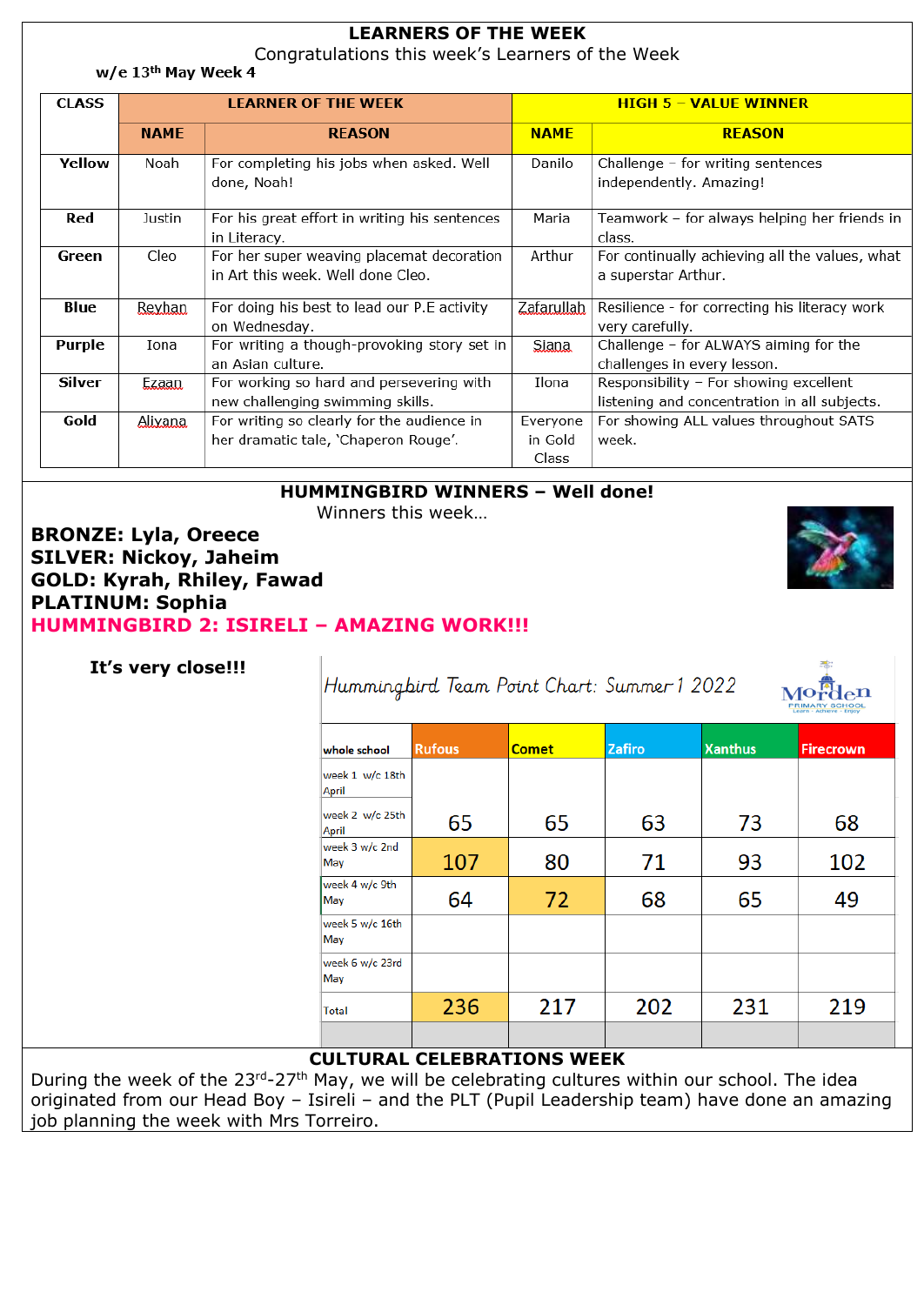## LEARNERS OF THE WEEK

Congratulations this week's Learners of the Week

**w/e 13th May Week 4**

| CLASS | LEARNER OF THE WEEK | | HIGH 5 – VALUE WINNER | |
|---|---|---|---|---|
| | **NAME** | **REASON** | **NAME** | **REASON** |
| **Yellow** | Noah | For completing his jobs when asked. Well done, Noah! | Danilo | Challenge – for writing sentences independently. Amazing! |
| **Red** | Justin | For his great effort in writing his sentences in Literacy. | Maria | Teamwork – for always helping her friends in class. |
| **Green** | Cleo | For her super weaving placemat decoration in Art this week. Well done Cleo. | Arthur | For continually achieving all the values, what a superstar Arthur. |
| **Blue** | Reyhan | For doing his best to lead our P.E activity on Wednesday. | Zafarullah | Resilience - for correcting his literacy work very carefully. |
| **Purple** | Iona | For writing a though-provoking story set in an Asian culture. | Siana | Challenge – for ALWAYS aiming for the challenges in every lesson. |
| **Silver** | Ezaan | For working so hard and persevering with new challenging swimming skills. | Ilona | Responsibility – For showing excellent listening and concentration in all subjects. |
| **Gold** | Aliyana | For writing so clearly for the audience in her dramatic tale, 'Chaperon Rouge'. | Everyone in Gold Class | For showing ALL values throughout SATS week. |

## HUMMINGBIRD WINNERS – Well done!

Winners this week…

**BRONZE: Lyla, Oreece**
**SILVER: Nickoy, Jaheim**
**GOLD: Kyrah, Rhiley, Fawad**
**PLATINUM: Sophia**
**HUMMINGBIRD 2: ISIRELI – AMAZING WORK!!!**

**It's very close!!!**

*Hummingbird Team Point Chart: Summer 1 2022*

Morden Primary School – Learn · Achieve · Enjoy

| whole school | Rufous | Comet | Zafiro | Xanthus | Firecrown |
|---|---|---|---|---|---|
| week 1 w/c 18th April | | | | | |
| week 2 w/c 25th April | 65 | 65 | 63 | 73 | 68 |
| week 3 w/c 2nd May | 107 | 80 | 71 | 93 | 102 |
| week 4 w/c 9th May | 64 | 72 | 68 | 65 | 49 |
| week 5 w/c 16th May | | | | | |
| week 6 w/c 23rd May | | | | | |
| Total | 236 | 217 | 202 | 231 | 219 |

## CULTURAL CELEBRATIONS WEEK

During the week of the 23rd-27th May, we will be celebrating cultures within our school. The idea originated from our Head Boy – Isireli – and the PLT (Pupil Leadership team) have done an amazing job planning the week with Mrs Torreiro.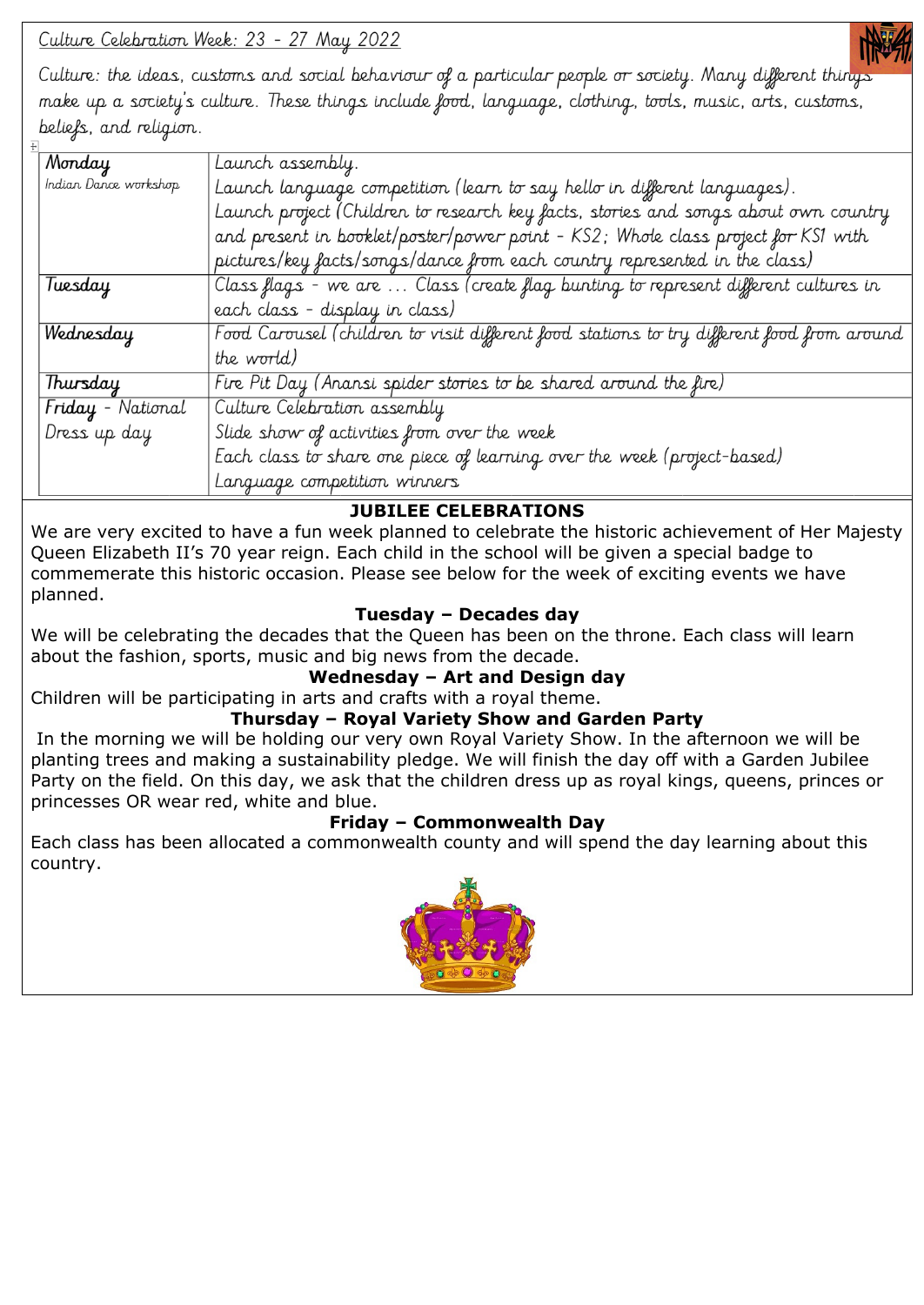## Culture Celebration Week: 23 - 27 May 2022

Culture: the ideas, customs and social behaviour of a particular people or society. Many different things make up a society's culture. These things include food, language, clothing, tools, music, arts, customs, beliefs, and religion.

| | |
|---|---|
| **Monday**<br>Indian Dance workshop | Launch assembly.<br>Launch language competition (learn to say hello in different languages).<br>Launch project (Children to research key facts, stories and songs about own country and present in booklet/poster/power point - KS2; Whole class project for KS1 with pictures/key facts/songs/dance from each country represented in the class) |
| **Tuesday** | Class flags - we are … Class (create flag bunting to represent different cultures in each class - display in class) |
| **Wednesday** | Food Carousel (children to visit different food stations to try different food from around the world) |
| **Thursday** | Fire Pit Day (Anansi spider stories to be shared around the fire) |
| **Friday** - National Dress up day | Culture Celebration assembly<br>Slide show of activities from over the week<br>Each class to share one piece of learning over the week (project-based)<br>Language competition winners |

## JUBILEE CELEBRATIONS

We are very excited to have a fun week planned to celebrate the historic achievement of Her Majesty Queen Elizabeth II's 70 year reign. Each child in the school will be given a special badge to commemerate this historic occasion. Please see below for the week of exciting events we have planned.

### Tuesday – Decades day

We will be celebrating the decades that the Queen has been on the throne. Each class will learn about the fashion, sports, music and big news from the decade.

### Wednesday – Art and Design day

Children will be participating in arts and crafts with a royal theme.

### Thursday – Royal Variety Show and Garden Party

In the morning we will be holding our very own Royal Variety Show. In the afternoon we will be planting trees and making a sustainability pledge. We will finish the day off with a Garden Jubilee Party on the field. On this day, we ask that the children dress up as royal kings, queens, princes or princesses OR wear red, white and blue.

### Friday – Commonwealth Day

Each class has been allocated a commonwealth county and will spend the day learning about this country.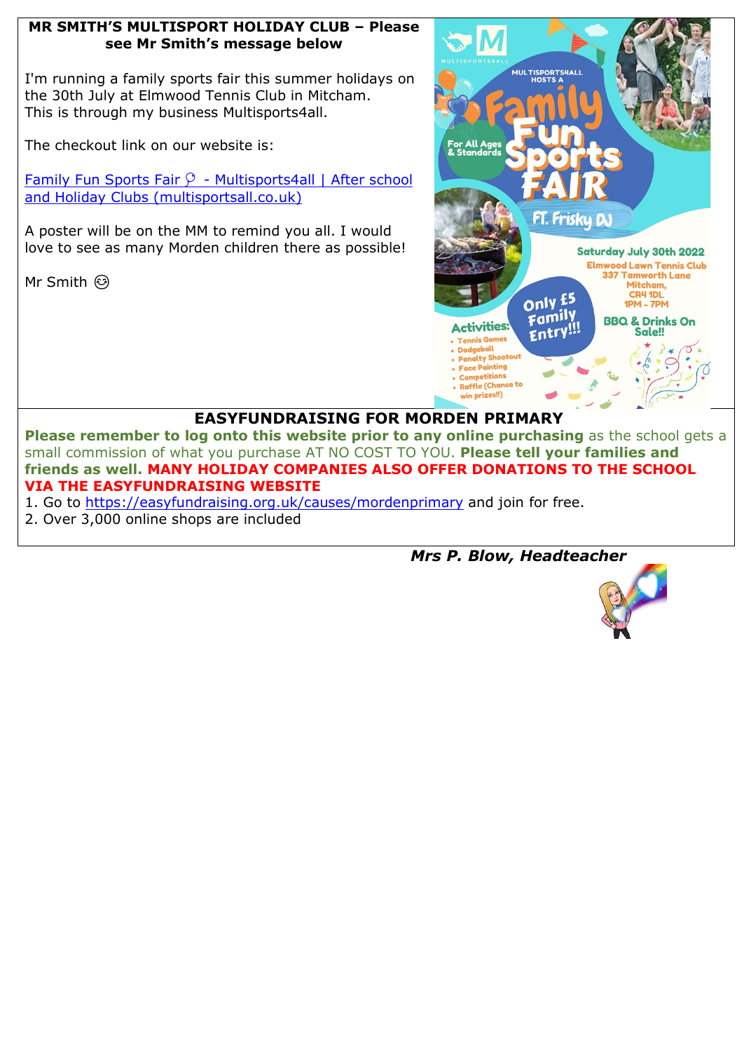**MR SMITH'S MULTISPORT HOLIDAY CLUB – Please see Mr Smith's message below**

I'm running a family sports fair this summer holidays on the 30th July at Elmwood Tennis Club in Mitcham. This is through my business Multisports4all.

The checkout link on our website is:

[Family Fun Sports Fair - Multisports4all | After school and Holiday Clubs (multisportsall.co.uk)](https://multisportsall.co.uk)

A poster will be on the MM to remind you all. I would love to see as many Morden children there as possible!

Mr Smith 😊

MULTISPORTS4ALL

MULTISPORTS4ALL HOSTS A

Family Fun Sports FAIR

For All Ages & Standards

FT. Frisky DJ

Saturday July 30th 2022

Elmwood Lawn Tennis Club
337 Tamworth Lane
Mitcham,
CR4 1DL
1PM - 7PM

Only £5 Family Entry!!!

BBQ & Drinks On Sale!!

Activities:
- Tennis Games
- Dodgeball
- Penalty Shootout
- Face Painting
- Competitions
- Raffle (Chance to win prizes!!)

## EASYFUNDRAISING FOR MORDEN PRIMARY

**Please remember to log onto this website prior to any online purchasing** as the school gets a small commission of what you purchase AT NO COST TO YOU. **Please tell your families and friends as well. MANY HOLIDAY COMPANIES ALSO OFFER DONATIONS TO THE SCHOOL VIA THE EASYFUNDRAISING WEBSITE**

1. Go to [https://easyfundraising.org.uk/causes/mordenprimary](https://easyfundraising.org.uk/causes/mordenprimary) and join for free.
2. Over 3,000 online shops are included

***Mrs P. Blow, Headteacher***